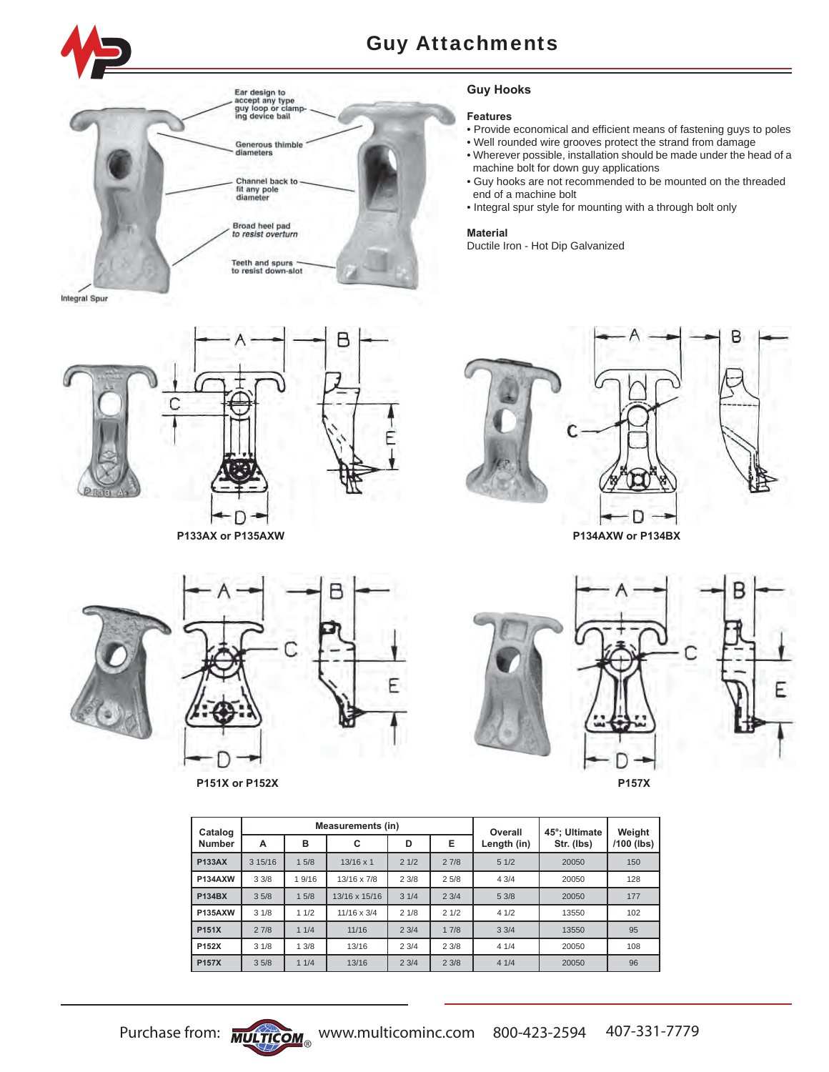# Guy Attachments

Ear design to accept any type guy loop or clamping device bail

Generous thimble diameters

Channel back to fit any pole diameter

Broad heel pad to resist overturn

Teeth and spurs to resist down-slot

Integral Spur

## Guy Hooks

### Features

- Provide economical and efficient means of fastening guys to poles
- Well rounded wire grooves protect the strand from damage
- Wherever possible, installation should be made under the head of a machine bolt for down guy applications
- Guy hooks are not recommended to be mounted on the threaded end of a machine bolt
- Integral spur style for mounting with a through bolt only

### Material

Ductile Iron - Hot Dip Galvanized

P133AX or P135AXW

P134AXW or P134BX

P151X or P152X

P157X

| Catalog Number | Measurements (in) | | | | | Overall Length (in) | 45°; Ultimate Str. (lbs) | Weight /100 (lbs) |
|---|---|---|---|---|---|---|---|---|
| | A | B | C | D | E | | | |
| P133AX | 3 15/16 | 1 5/8 | 13/16 x 1 | 2 1/2 | 2 7/8 | 5 1/2 | 20050 | 150 |
| P134AXW | 3 3/8 | 1 9/16 | 13/16 x 7/8 | 2 3/8 | 2 5/8 | 4 3/4 | 20050 | 128 |
| P134BX | 3 5/8 | 1 5/8 | 13/16 x 15/16 | 3 1/4 | 2 3/4 | 5 3/8 | 20050 | 177 |
| P135AXW | 3 1/8 | 1 1/2 | 11/16 x 3/4 | 2 1/8 | 2 1/2 | 4 1/2 | 13550 | 102 |
| P151X | 2 7/8 | 1 1/4 | 11/16 | 2 3/4 | 1 7/8 | 3 3/4 | 13550 | 95 |
| P152X | 3 1/8 | 1 3/8 | 13/16 | 2 3/4 | 2 3/8 | 4 1/4 | 20050 | 108 |
| P157X | 3 5/8 | 1 1/4 | 13/16 | 2 3/4 | 2 3/8 | 4 1/4 | 20050 | 96 |

Purchase from: MULTICOM® www.multicominc.com 800-423-2594 407-331-7779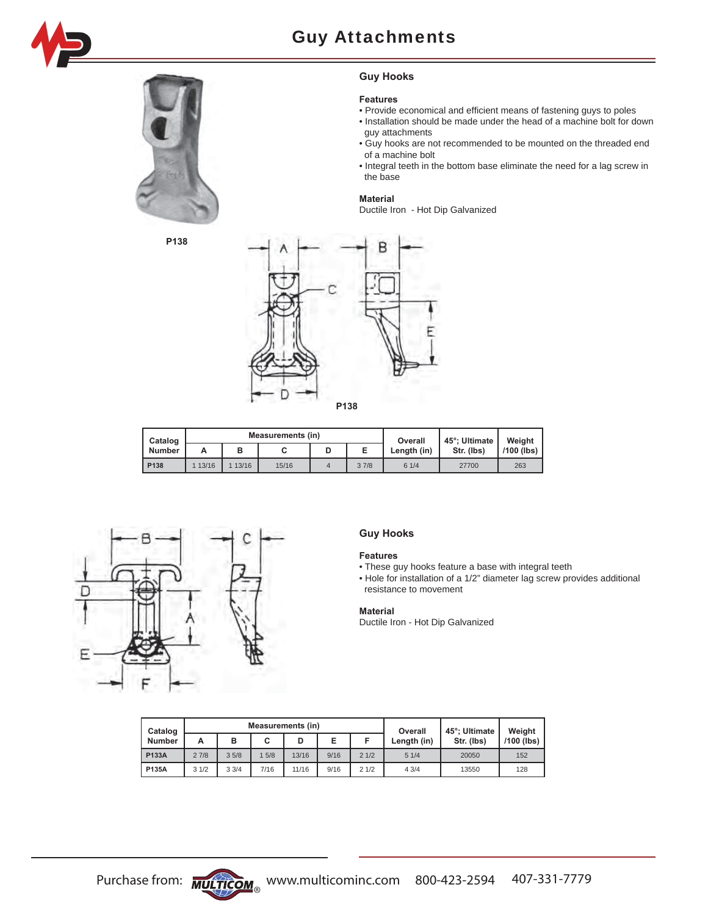# Guy Attachments

## Guy Hooks

### Features

- Provide economical and efficient means of fastening guys to poles
- Installation should be made under the head of a machine bolt for down guy attachments
- Guy hooks are not recommended to be mounted on the threaded end of a machine bolt
- Integral teeth in the bottom base eliminate the need for a lag screw in the base

### Material

Ductile Iron - Hot Dip Galvanized

P138

P138

| Catalog Number | Measurements (in) | | | | | Overall Length (in) | 45°; Ultimate Str. (lbs) | Weight /100 (lbs) |
|---|---|---|---|---|---|---|---|---|
| | A | B | C | D | E | | | |
| P138 | 1 13/16 | 1 13/16 | 15/16 | 4 | 3 7/8 | 6 1/4 | 27700 | 263 |

## Guy Hooks

### Features

- These guy hooks feature a base with integral teeth
- Hole for installation of a 1/2" diameter lag screw provides additional resistance to movement

### Material

Ductile Iron - Hot Dip Galvanized

| Catalog Number | Measurements (in) | | | | | | Overall Length (in) | 45°; Ultimate Str. (lbs) | Weight /100 (lbs) |
|---|---|---|---|---|---|---|---|---|---|
| | A | B | C | D | E | F | | | |
| P133A | 2 7/8 | 3 5/8 | 1 5/8 | 13/16 | 9/16 | 2 1/2 | 5 1/4 | 20050 | 152 |
| P135A | 3 1/2 | 3 3/4 | 7/16 | 11/16 | 9/16 | 2 1/2 | 4 3/4 | 13550 | 128 |

Purchase from: MULTICOM® www.multicominc.com 800-423-2594 407-331-7779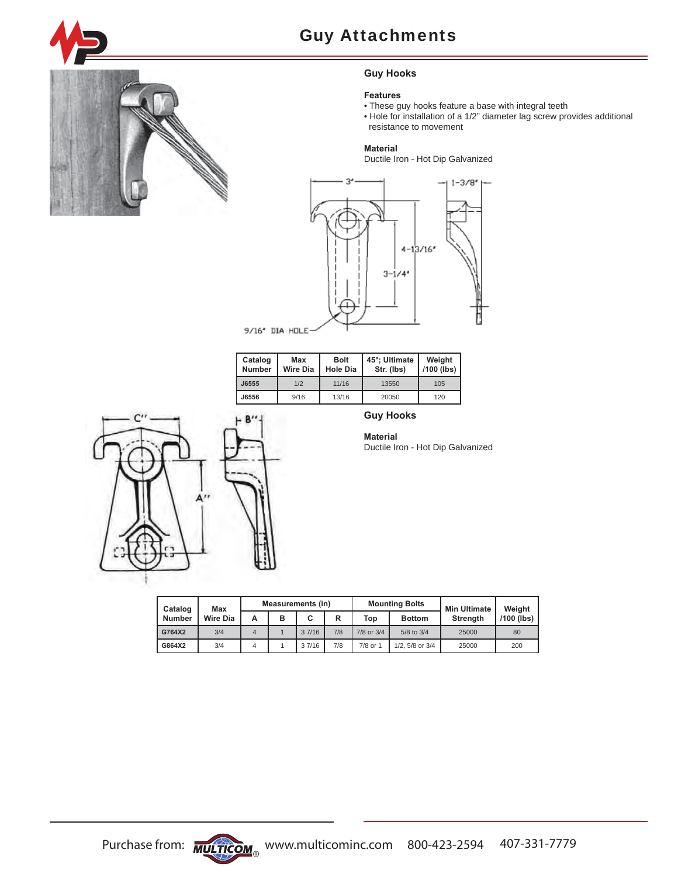# Guy Attachments

## Guy Hooks

### Features

- These guy hooks feature a base with integral teeth
- Hole for installation of a 1/2" diameter lag screw provides additional resistance to movement

### Material

Ductile Iron - Hot Dip Galvanized

3" 1-3/8" 4-13/16" 3-1/4" 9/16" DIA HOLE

| Catalog Number | Max Wire Dia | Bolt Hole Dia | 45°; Ultimate Str. (lbs) | Weight /100 (lbs) |
|---|---|---|---|---|
| J6555 | 1/2 | 11/16 | 13550 | 105 |
| J6556 | 9/16 | 13/16 | 20050 | 120 |

## Guy Hooks

### Material

Ductile Iron - Hot Dip Galvanized

C" B" A"

| Catalog Number | Max Wire Dia | Measurements (in) | | | | Mounting Bolts | | Min Ultimate Strength | Weight /100 (lbs) |
|---|---|---|---|---|---|---|---|---|---|
| | | A | B | C | R | Top | Bottom | | |
| G764X2 | 3/4 | 4 | 1 | 3 7/16 | 7/8 | 7/8 or 3/4 | 5/8 to 3/4 | 25000 | 80 |
| G864X2 | 3/4 | 4 | 1 | 3 7/16 | 7/8 | 7/8 or 1 | 1/2, 5/8 or 3/4 | 25000 | 200 |

Purchase from: MULTICOM® www.multicominc.com 800-423-2594 407-331-7779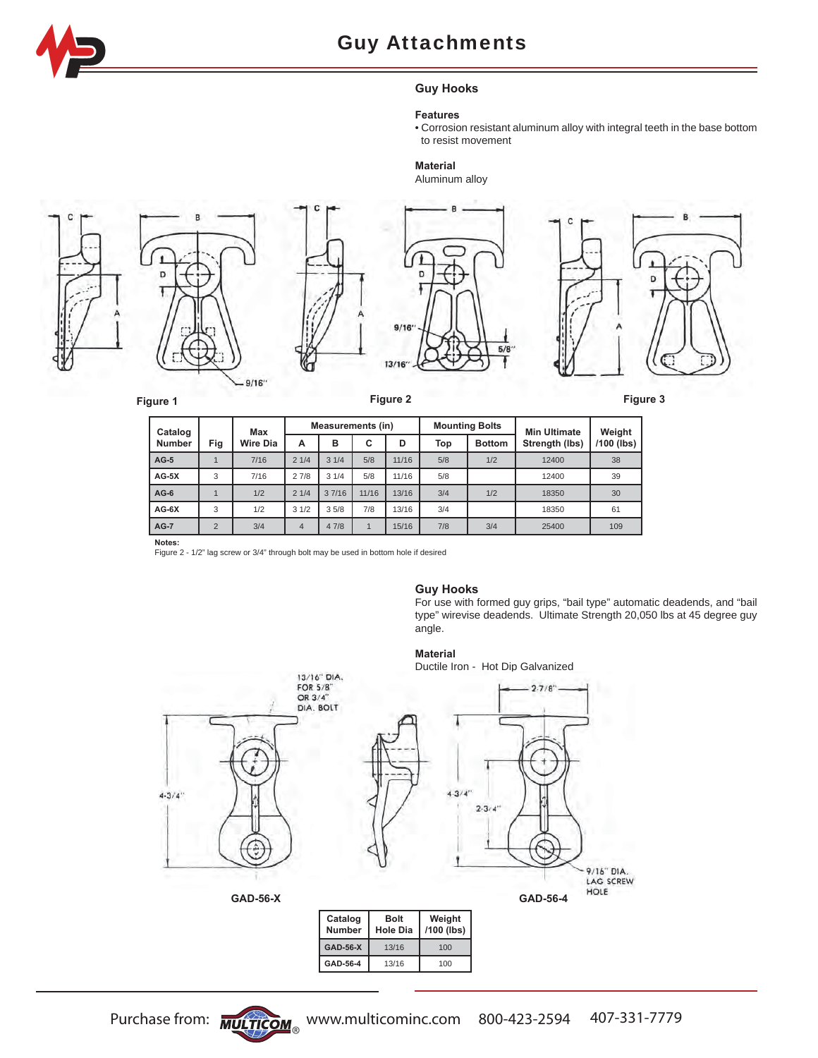# Guy Attachments

## Guy Hooks

**Features**
- Corrosion resistant aluminum alloy with integral teeth in the base bottom to resist movement

**Material**
Aluminum alloy

Figure 1

Figure 2

Figure 3

| Catalog Number | Fig | Max Wire Dia | Measurements (in) | | | | Mounting Bolts | | Min Ultimate Strength (lbs) | Weight /100 (lbs) |
|---|---|---|---|---|---|---|---|---|---|---|
| | | | A | B | C | D | Top | Bottom | | |
| AG-5 | 1 | 7/16 | 2 1/4 | 3 1/4 | 5/8 | 11/16 | 5/8 | 1/2 | 12400 | 38 |
| AG-5X | 3 | 7/16 | 2 7/8 | 3 1/4 | 5/8 | 11/16 | 5/8 | | 12400 | 39 |
| AG-6 | 1 | 1/2 | 2 1/4 | 3 7/16 | 11/16 | 13/16 | 3/4 | 1/2 | 18350 | 30 |
| AG-6X | 3 | 1/2 | 3 1/2 | 3 5/8 | 7/8 | 13/16 | 3/4 | | 18350 | 61 |
| AG-7 | 2 | 3/4 | 4 | 4 7/8 | 1 | 15/16 | 7/8 | 3/4 | 25400 | 109 |

**Notes:**
Figure 2 - 1/2" lag screw or 3/4" through bolt may be used in bottom hole if desired

## Guy Hooks

For use with formed guy grips, "bail type" automatic deadends, and "bail type" wirevise deadends. Ultimate Strength 20,050 lbs at 45 degree guy angle.

**Material**
Ductile Iron - Hot Dip Galvanized

GAD-56-X

GAD-56-4

| Catalog Number | Bolt Hole Dia | Weight /100 (lbs) |
|---|---|---|
| GAD-56-X | 13/16 | 100 |
| GAD-56-4 | 13/16 | 100 |

Purchase from: MULTICOM® www.multicominc.com 800-423-2594 407-331-7779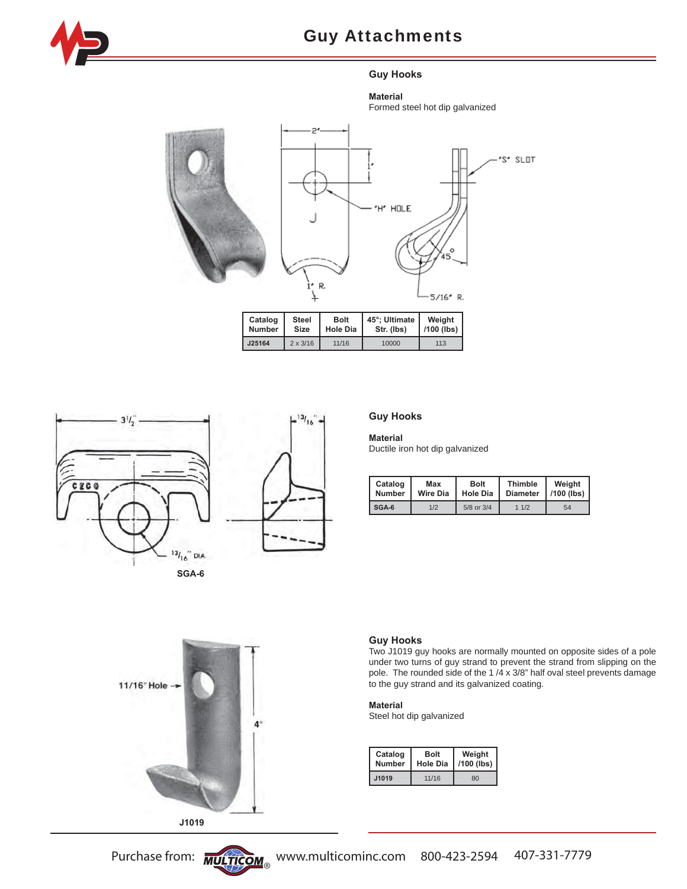# Guy Attachments

## Guy Hooks

**Material**
Formed steel hot dip galvanized

2"

1"

"H" HOLE

"S" SLOT

J

45°

1" R.

5/16" R.

| Catalog Number | Steel Size | Bolt Hole Dia | 45°; Ultimate Str. (lbs) | Weight /100 (lbs) |
|---|---|---|---|---|
| J25164 | 2 x 3/16 | 11/16 | 10000 | 113 |

## Guy Hooks

**Material**
Ductile iron hot dip galvanized

3 1/2"

13/16"

CECO

13/16" DIA

SGA-6

| Catalog Number | Max Wire Dia | Bolt Hole Dia | Thimble Diameter | Weight /100 (lbs) |
|---|---|---|---|---|
| SGA-6 | 1/2 | 5/8 or 3/4 | 1 1/2 | 54 |

## Guy Hooks

Two J1019 guy hooks are normally mounted on opposite sides of a pole under two turns of guy strand to prevent the strand from slipping on the pole. The rounded side of the 1 /4 x 3/8" half oval steel prevents damage to the guy strand and its galvanized coating.

**Material**
Steel hot dip galvanized

11/16" Hole

4"

J1019

| Catalog Number | Bolt Hole Dia | Weight /100 (lbs) |
|---|---|---|
| J1019 | 11/16 | 80 |

Purchase from: MULTICOM® www.multicominc.com 800-423-2594 407-331-7779